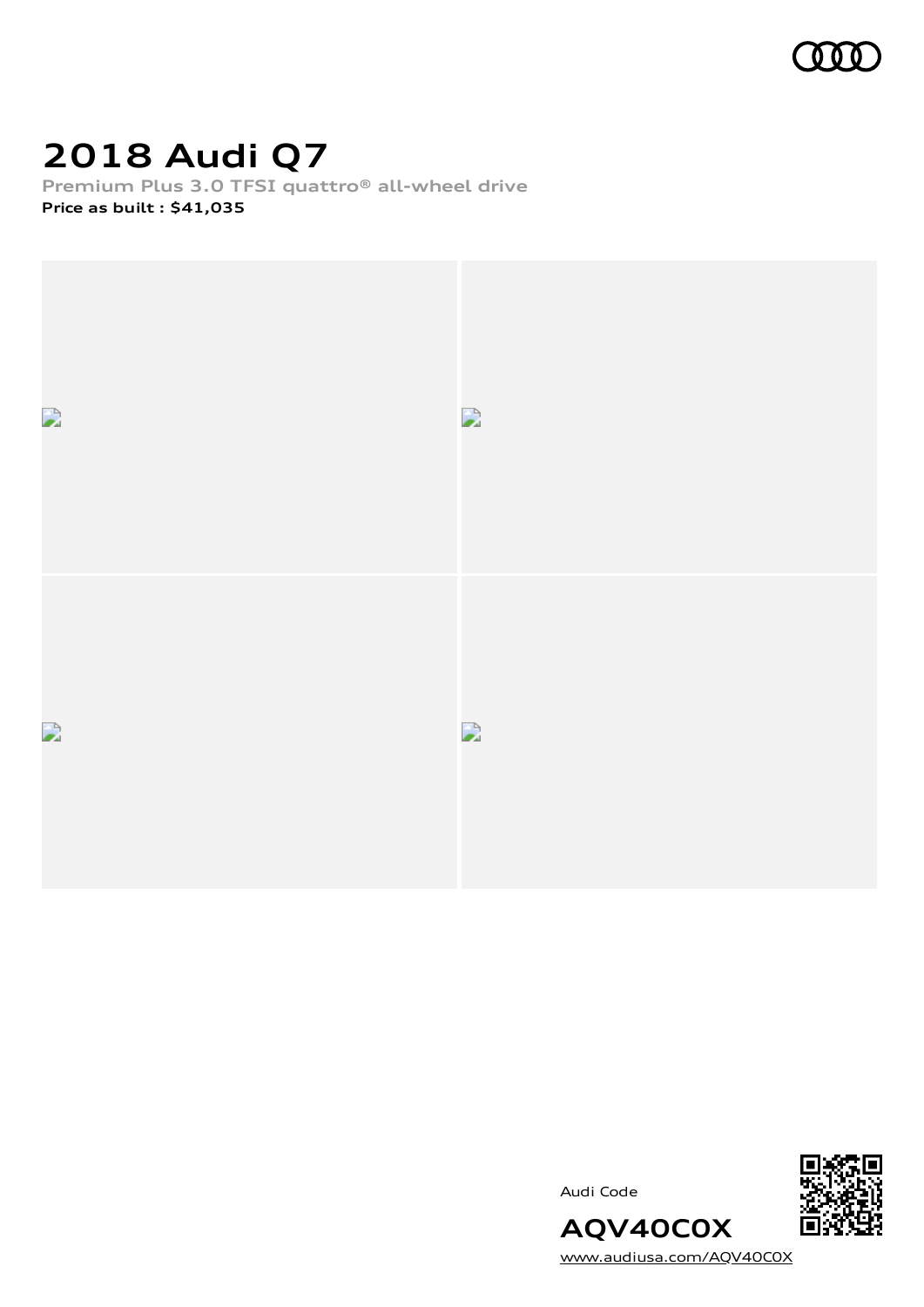# 2018 Audi Q7

**Premium Plus 3.0 TFSI quattro® all-wheel drive**

**Price as built : $41,035**

Audi Code

**AQV40C0X**

www.audiusa.com/AQV40C0X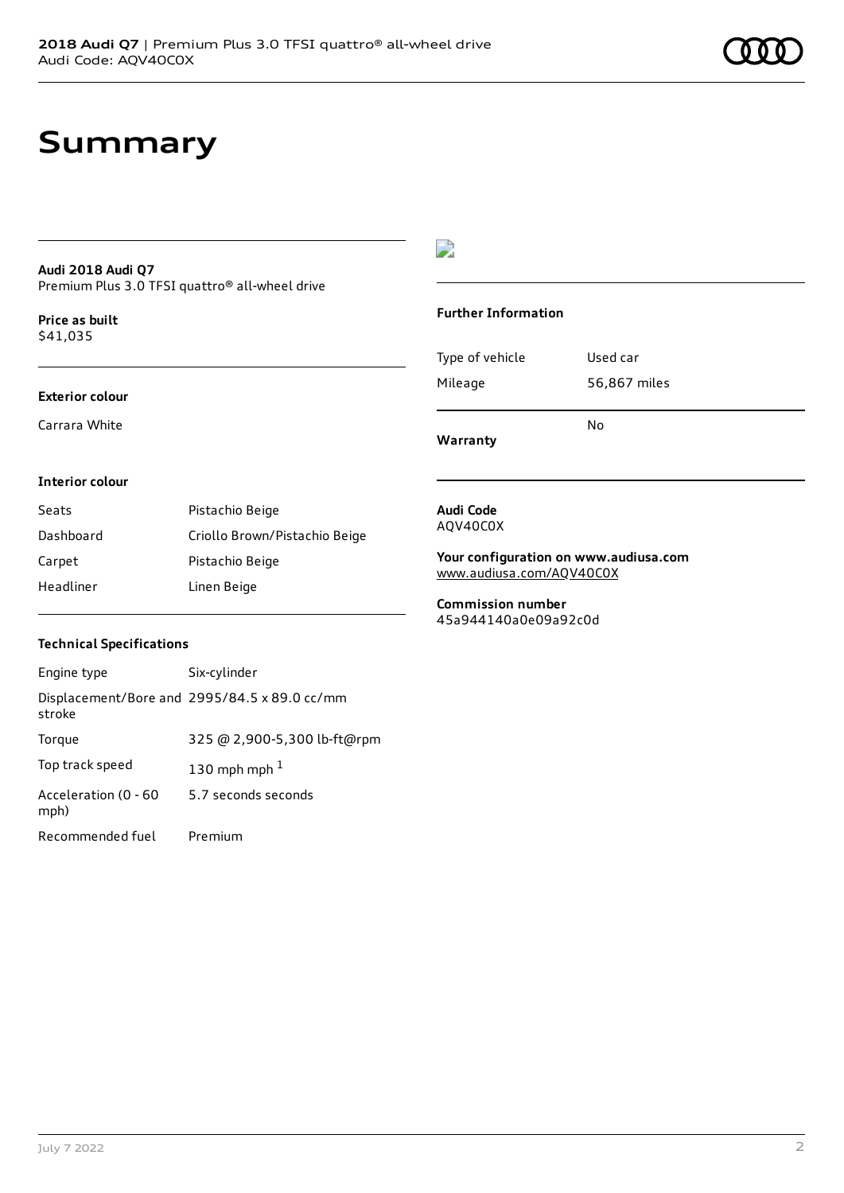# Summary

**Audi 2018 Audi Q7**
Premium Plus 3.0 TFSI quattro® all-wheel drive

**Price as built**
$41,035

**Exterior colour**

Carrara White

**Interior colour**

| | |
|---|---|
| Seats | Pistachio Beige |
| Dashboard | Criollo Brown/Pistachio Beige |
| Carpet | Pistachio Beige |
| Headliner | Linen Beige |

**Technical Specifications**

| | |
|---|---|
| Engine type | Six-cylinder |
| Displacement/Bore and stroke | 2995/84.5 x 89.0 cc/mm |
| Torque | 325 @ 2,900-5,300 lb-ft@rpm |
| Top track speed | 130 mph mph [1] |
| Acceleration (0 - 60 mph) | 5.7 seconds seconds |
| Recommended fuel | Premium |

**Further Information**

| | |
|---|---|
| Type of vehicle | Used car |
| Mileage | 56,867 miles |
| **Warranty** | No |

**Audi Code**
AQV40C0X

**Your configuration on www.audiusa.com**
www.audiusa.com/AQV40C0X

**Commission number**
45a944140a0e09a92c0d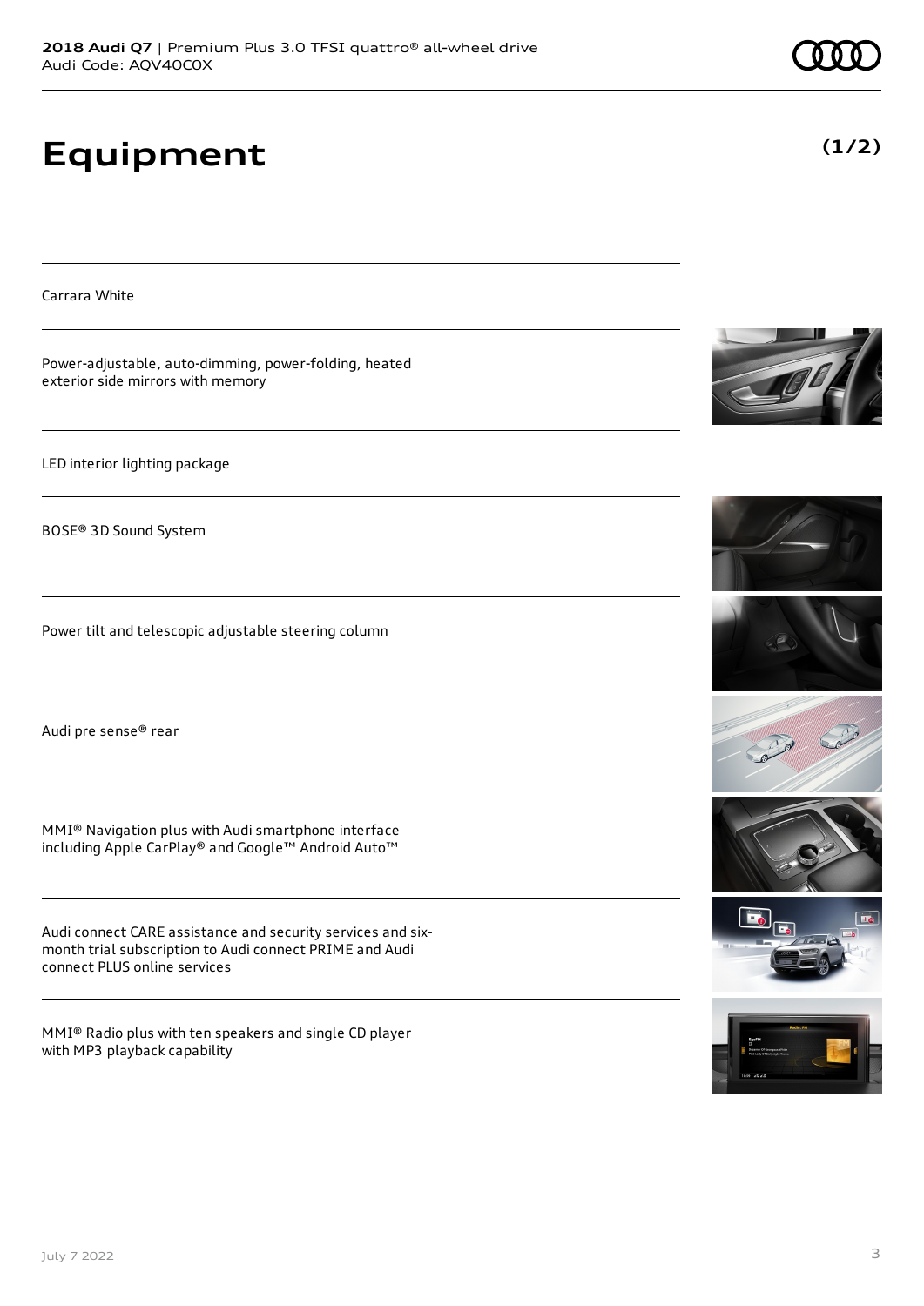# Equipment

(1/2)

Carrara White

Power-adjustable, auto-dimming, power-folding, heated exterior side mirrors with memory

LED interior lighting package

BOSE® 3D Sound System

Power tilt and telescopic adjustable steering column

Audi pre sense® rear

MMI® Navigation plus with Audi smartphone interface including Apple CarPlay® and Google™ Android Auto™

Audi connect CARE assistance and security services and six-month trial subscription to Audi connect PRIME and Audi connect PLUS online services

MMI® Radio plus with ten speakers and single CD player with MP3 playback capability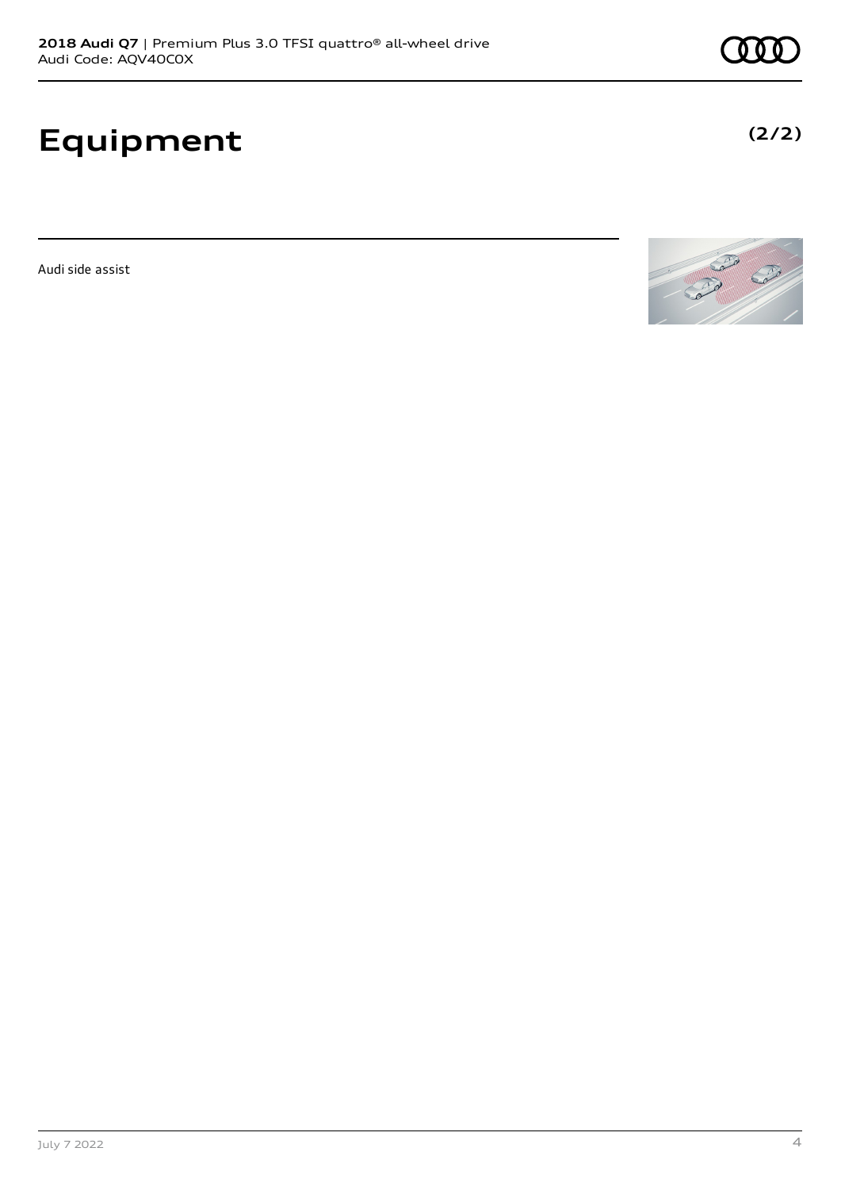# Equipment

**(2/2)**

Audi side assist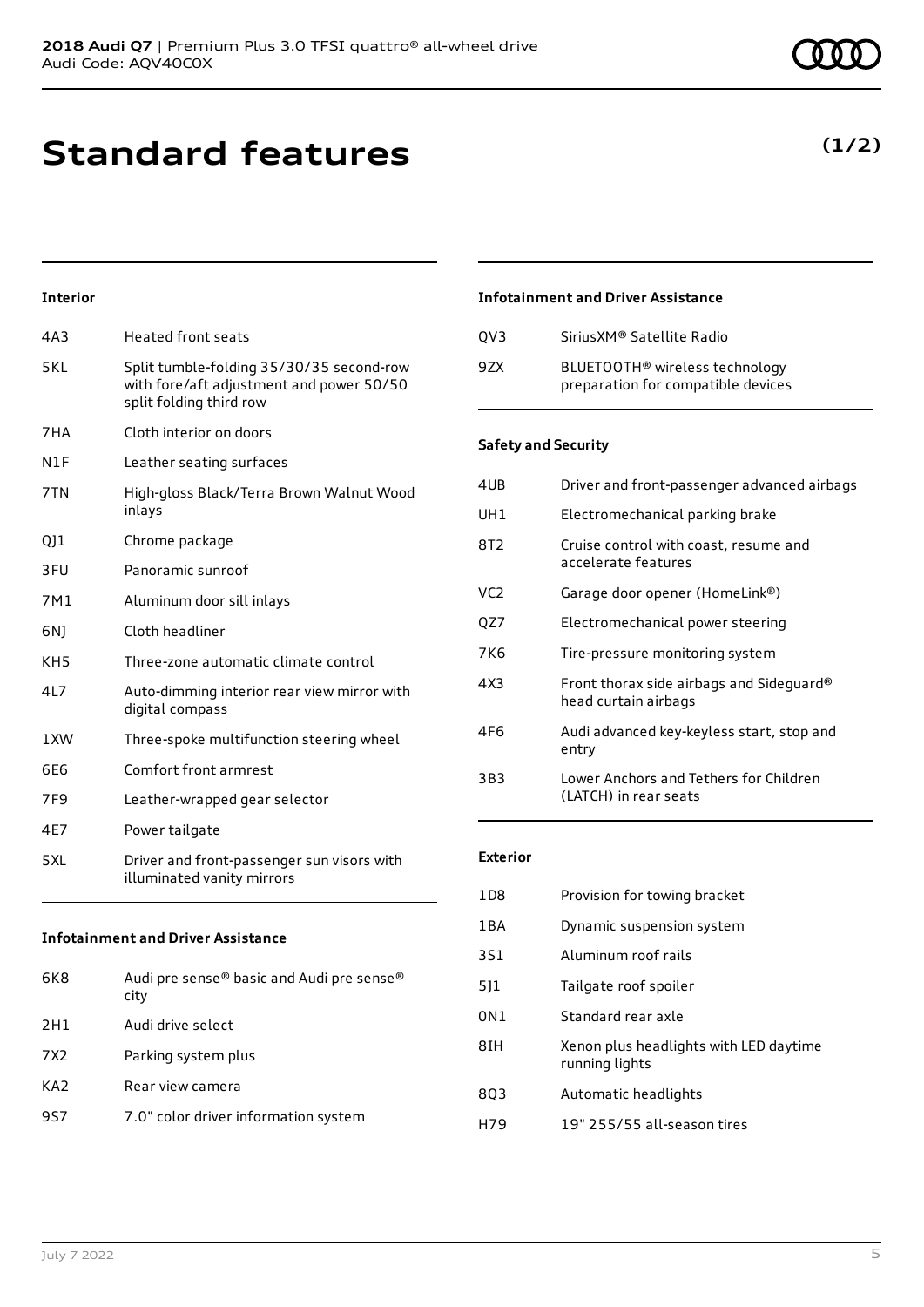# Standard features

**(1/2)**

### Interior

| | |
|---|---|
| 4A3 | Heated front seats |
| 5KL | Split tumble-folding 35/30/35 second-row with fore/aft adjustment and power 50/50 split folding third row |
| 7HA | Cloth interior on doors |
| N1F | Leather seating surfaces |
| 7TN | High-gloss Black/Terra Brown Walnut Wood inlays |
| QJ1 | Chrome package |
| 3FU | Panoramic sunroof |
| 7M1 | Aluminum door sill inlays |
| 6NJ | Cloth headliner |
| KH5 | Three-zone automatic climate control |
| 4L7 | Auto-dimming interior rear view mirror with digital compass |
| 1XW | Three-spoke multifunction steering wheel |
| 6E6 | Comfort front armrest |
| 7F9 | Leather-wrapped gear selector |
| 4E7 | Power tailgate |
| 5XL | Driver and front-passenger sun visors with illuminated vanity mirrors |

### Infotainment and Driver Assistance

| | |
|---|---|
| 6K8 | Audi pre sense® basic and Audi pre sense® city |
| 2H1 | Audi drive select |
| 7X2 | Parking system plus |
| KA2 | Rear view camera |
| 9S7 | 7.0" color driver information system |
| QV3 | SiriusXM® Satellite Radio |
| 9ZX | BLUETOOTH® wireless technology preparation for compatible devices |

### Safety and Security

| | |
|---|---|
| 4UB | Driver and front-passenger advanced airbags |
| UH1 | Electromechanical parking brake |
| 8T2 | Cruise control with coast, resume and accelerate features |
| VC2 | Garage door opener (HomeLink®) |
| QZ7 | Electromechanical power steering |
| 7K6 | Tire-pressure monitoring system |
| 4X3 | Front thorax side airbags and Sideguard® head curtain airbags |
| 4F6 | Audi advanced key-keyless start, stop and entry |
| 3B3 | Lower Anchors and Tethers for Children (LATCH) in rear seats |

### Exterior

| | |
|---|---|
| 1D8 | Provision for towing bracket |
| 1BA | Dynamic suspension system |
| 3S1 | Aluminum roof rails |
| 5J1 | Tailgate roof spoiler |
| 0N1 | Standard rear axle |
| 8IH | Xenon plus headlights with LED daytime running lights |
| 8Q3 | Automatic headlights |
| H79 | 19" 255/55 all-season tires |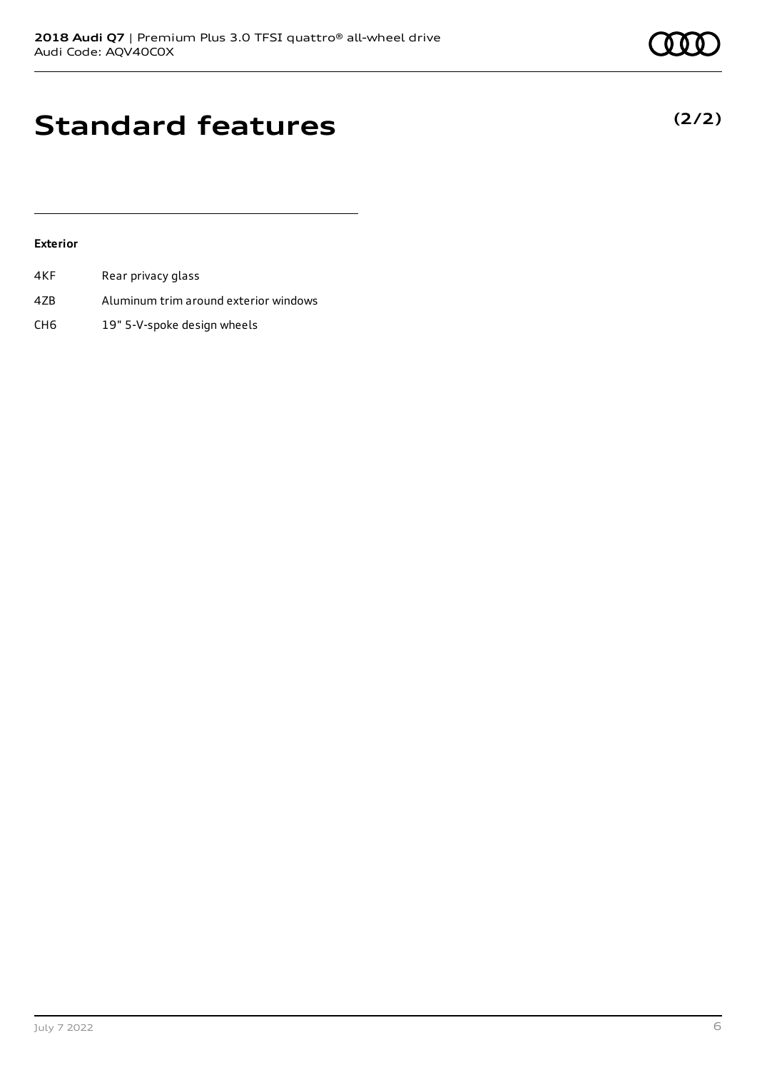# Standard features

**(2/2)**

### Exterior

| | |
|---|---|
| 4KF | Rear privacy glass |
| 4ZB | Aluminum trim around exterior windows |
| CH6 | 19" 5-V-spoke design wheels |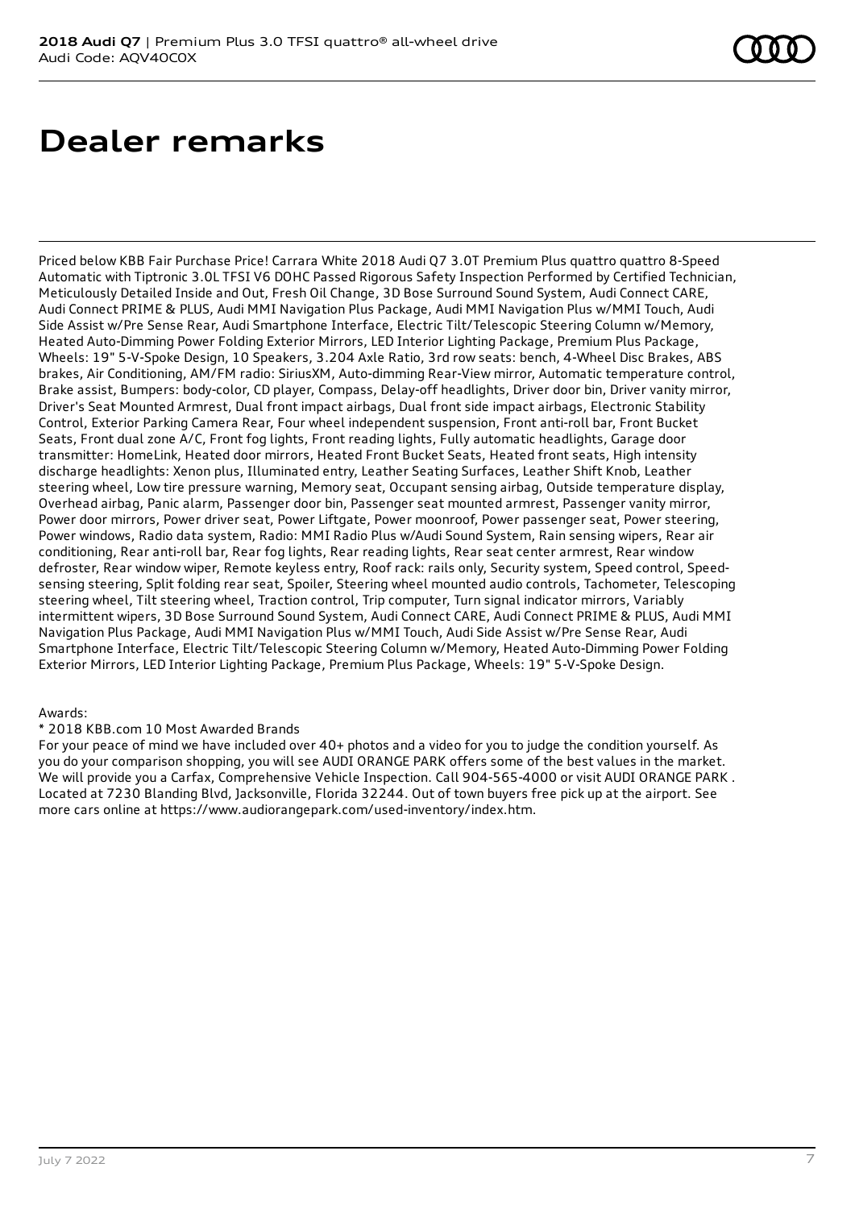# Dealer remarks

Priced below KBB Fair Purchase Price! Carrara White 2018 Audi Q7 3.0T Premium Plus quattro quattro 8-Speed Automatic with Tiptronic 3.0L TFSI V6 DOHC Passed Rigorous Safety Inspection Performed by Certified Technician, Meticulously Detailed Inside and Out, Fresh Oil Change, 3D Bose Surround Sound System, Audi Connect CARE, Audi Connect PRIME & PLUS, Audi MMI Navigation Plus Package, Audi MMI Navigation Plus w/MMI Touch, Audi Side Assist w/Pre Sense Rear, Audi Smartphone Interface, Electric Tilt/Telescopic Steering Column w/Memory, Heated Auto-Dimming Power Folding Exterior Mirrors, LED Interior Lighting Package, Premium Plus Package, Wheels: 19" 5-V-Spoke Design, 10 Speakers, 3.204 Axle Ratio, 3rd row seats: bench, 4-Wheel Disc Brakes, ABS brakes, Air Conditioning, AM/FM radio: SiriusXM, Auto-dimming Rear-View mirror, Automatic temperature control, Brake assist, Bumpers: body-color, CD player, Compass, Delay-off headlights, Driver door bin, Driver vanity mirror, Driver's Seat Mounted Armrest, Dual front impact airbags, Dual front side impact airbags, Electronic Stability Control, Exterior Parking Camera Rear, Four wheel independent suspension, Front anti-roll bar, Front Bucket Seats, Front dual zone A/C, Front fog lights, Front reading lights, Fully automatic headlights, Garage door transmitter: HomeLink, Heated door mirrors, Heated Front Bucket Seats, Heated front seats, High intensity discharge headlights: Xenon plus, Illuminated entry, Leather Seating Surfaces, Leather Shift Knob, Leather steering wheel, Low tire pressure warning, Memory seat, Occupant sensing airbag, Outside temperature display, Overhead airbag, Panic alarm, Passenger door bin, Passenger seat mounted armrest, Passenger vanity mirror, Power door mirrors, Power driver seat, Power Liftgate, Power moonroof, Power passenger seat, Power steering, Power windows, Radio data system, Radio: MMI Radio Plus w/Audi Sound System, Rain sensing wipers, Rear air conditioning, Rear anti-roll bar, Rear fog lights, Rear reading lights, Rear seat center armrest, Rear window defroster, Rear window wiper, Remote keyless entry, Roof rack: rails only, Security system, Speed control, Speed-sensing steering, Split folding rear seat, Spoiler, Steering wheel mounted audio controls, Tachometer, Telescoping steering wheel, Tilt steering wheel, Traction control, Trip computer, Turn signal indicator mirrors, Variably intermittent wipers, 3D Bose Surround Sound System, Audi Connect CARE, Audi Connect PRIME & PLUS, Audi MMI Navigation Plus Package, Audi MMI Navigation Plus w/MMI Touch, Audi Side Assist w/Pre Sense Rear, Audi Smartphone Interface, Electric Tilt/Telescopic Steering Column w/Memory, Heated Auto-Dimming Power Folding Exterior Mirrors, LED Interior Lighting Package, Premium Plus Package, Wheels: 19" 5-V-Spoke Design.

Awards:

* 2018 KBB.com 10 Most Awarded Brands

For your peace of mind we have included over 40+ photos and a video for you to judge the condition yourself. As you do your comparison shopping, you will see AUDI ORANGE PARK offers some of the best values in the market. We will provide you a Carfax, Comprehensive Vehicle Inspection. Call 904-565-4000 or visit AUDI ORANGE PARK . Located at 7230 Blanding Blvd, Jacksonville, Florida 32244. Out of town buyers free pick up at the airport. See more cars online at https://www.audiorangepark.com/used-inventory/index.htm.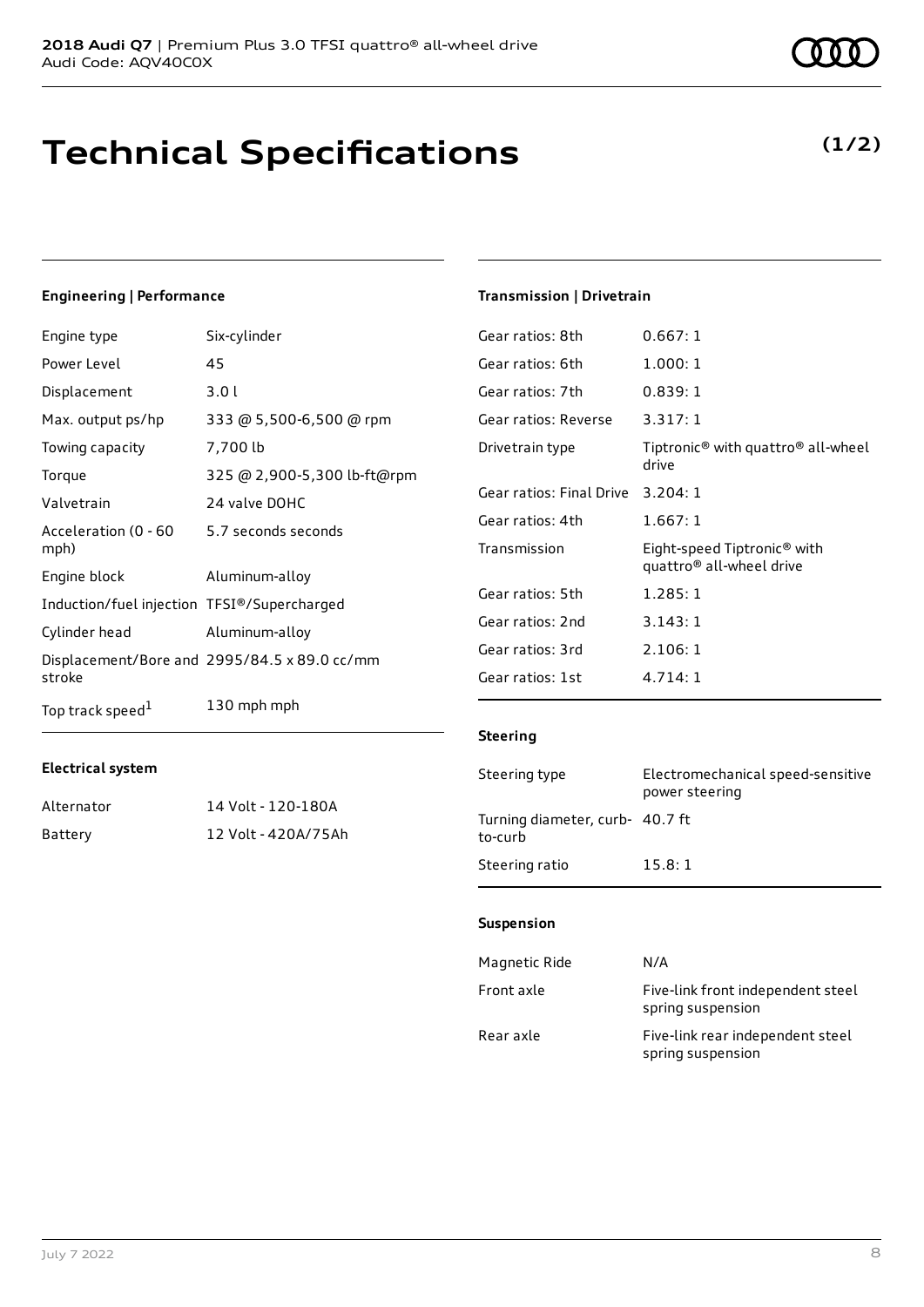**2018 Audi Q7** | Premium Plus 3.0 TFSI quattro® all-wheel drive
Audi Code: AQV40C0X

# Technical Specifications

**(1/2)**

### Engineering | Performance

| | |
|---|---|
| Engine type | Six-cylinder |
| Power Level | 45 |
| Displacement | 3.0 l |
| Max. output ps/hp | 333 @ 5,500-6,500 @ rpm |
| Towing capacity | 7,700 lb |
| Torque | 325 @ 2,900-5,300 lb-ft@rpm |
| Valvetrain | 24 valve DOHC |
| Acceleration (0 - 60 mph) | 5.7 seconds seconds |
| Engine block | Aluminum-alloy |
| Induction/fuel injection | TFSI®/Supercharged |
| Cylinder head | Aluminum-alloy |
| Displacement/Bore and stroke | 2995/84.5 x 89.0 cc/mm |
| Top track speed[1] | 130 mph mph |

### Electrical system

| | |
|---|---|
| Alternator | 14 Volt - 120-180A |
| Battery | 12 Volt - 420A/75Ah |

### Transmission | Drivetrain

| | |
|---|---|
| Gear ratios: 8th | 0.667: 1 |
| Gear ratios: 6th | 1.000: 1 |
| Gear ratios: 7th | 0.839: 1 |
| Gear ratios: Reverse | 3.317: 1 |
| Drivetrain type | Tiptronic® with quattro® all-wheel drive |
| Gear ratios: Final Drive | 3.204: 1 |
| Gear ratios: 4th | 1.667: 1 |
| Transmission | Eight-speed Tiptronic® with quattro® all-wheel drive |
| Gear ratios: 5th | 1.285: 1 |
| Gear ratios: 2nd | 3.143: 1 |
| Gear ratios: 3rd | 2.106: 1 |
| Gear ratios: 1st | 4.714: 1 |

### Steering

| | |
|---|---|
| Steering type | Electromechanical speed-sensitive power steering |
| Turning diameter, curb-to-curb | 40.7 ft |
| Steering ratio | 15.8: 1 |

### Suspension

| | |
|---|---|
| Magnetic Ride | N/A |
| Front axle | Five-link front independent steel spring suspension |
| Rear axle | Five-link rear independent steel spring suspension |

July 7 2022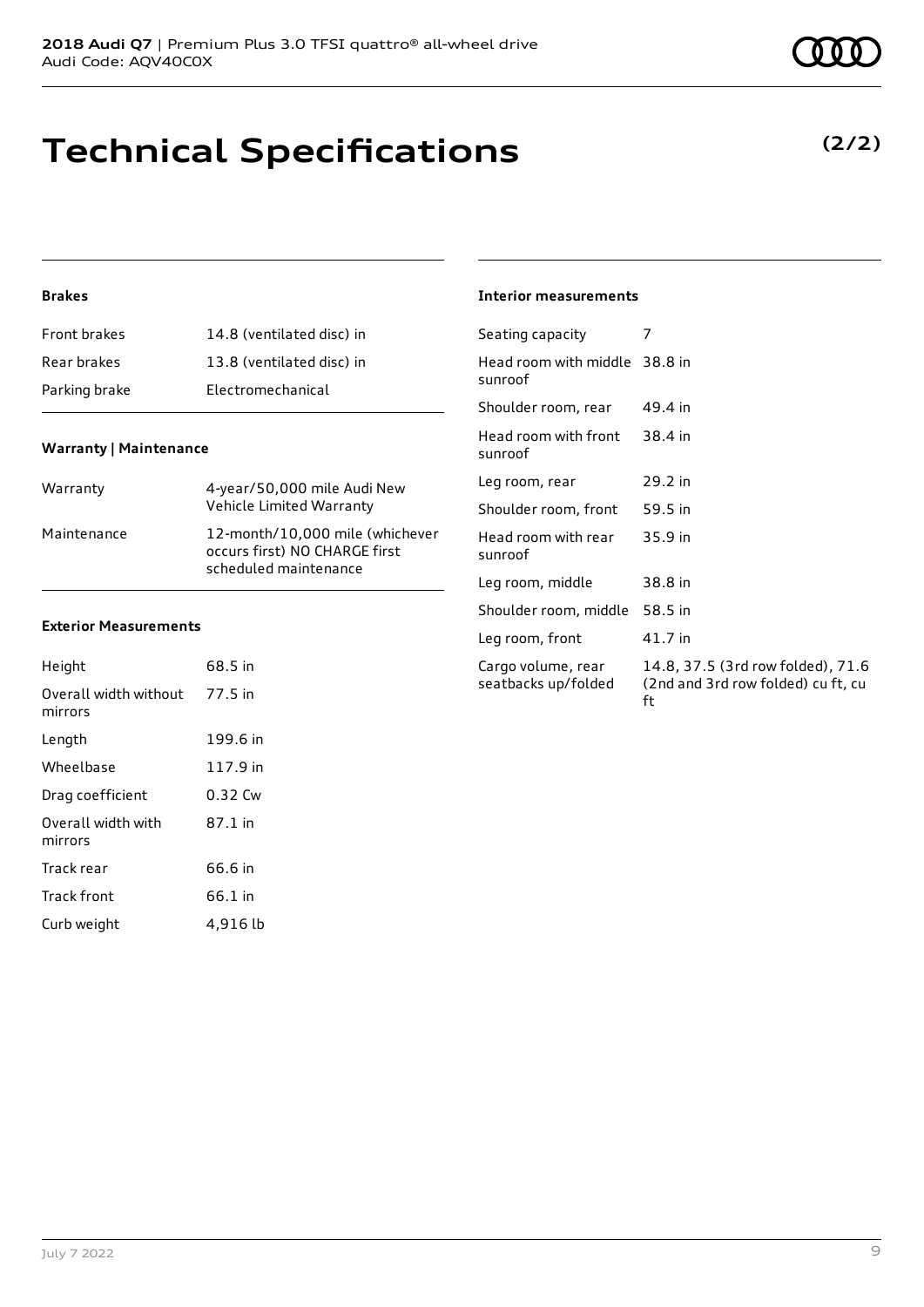# Technical Specifications

**(2/2)**

### Brakes

| | |
|---|---|
| Front brakes | 14.8 (ventilated disc) in |
| Rear brakes | 13.8 (ventilated disc) in |
| Parking brake | Electromechanical |

### Warranty | Maintenance

| | |
|---|---|
| Warranty | 4-year/50,000 mile Audi New Vehicle Limited Warranty |
| Maintenance | 12-month/10,000 mile (whichever occurs first) NO CHARGE first scheduled maintenance |

### Exterior Measurements

| | |
|---|---|
| Height | 68.5 in |
| Overall width without mirrors | 77.5 in |
| Length | 199.6 in |
| Wheelbase | 117.9 in |
| Drag coefficient | 0.32 Cw |
| Overall width with mirrors | 87.1 in |
| Track rear | 66.6 in |
| Track front | 66.1 in |
| Curb weight | 4,916 lb |

### Interior measurements

| | |
|---|---|
| Seating capacity | 7 |
| Head room with middle sunroof | 38.8 in |
| Shoulder room, rear | 49.4 in |
| Head room with front sunroof | 38.4 in |
| Leg room, rear | 29.2 in |
| Shoulder room, front | 59.5 in |
| Head room with rear sunroof | 35.9 in |
| Leg room, middle | 38.8 in |
| Shoulder room, middle | 58.5 in |
| Leg room, front | 41.7 in |
| Cargo volume, rear seatbacks up/folded | 14.8, 37.5 (3rd row folded), 71.6 (2nd and 3rd row folded) cu ft, cu ft |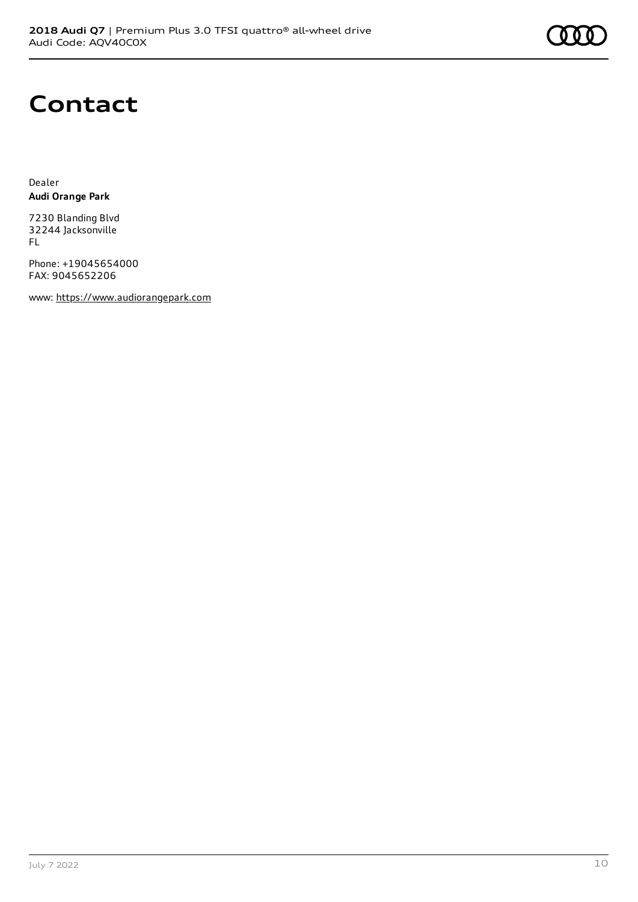# Contact

Dealer
**Audi Orange Park**

7230 Blanding Blvd
32244 Jacksonville
FL

Phone: +19045654000
FAX: 9045652206

www: https://www.audiorangepark.com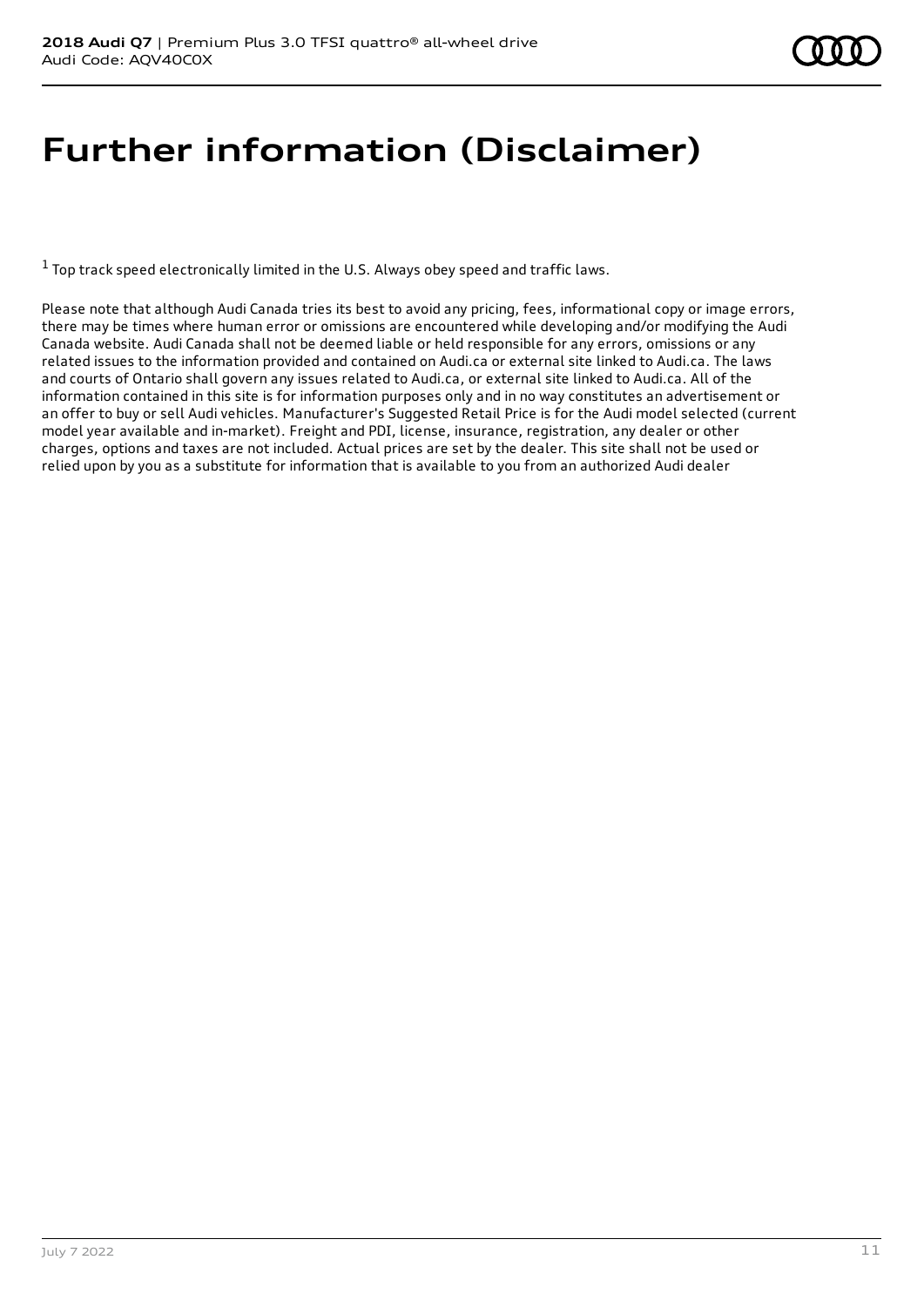# Further information (Disclaimer)

[1] Top track speed electronically limited in the U.S. Always obey speed and traffic laws.

Please note that although Audi Canada tries its best to avoid any pricing, fees, informational copy or image errors, there may be times where human error or omissions are encountered while developing and/or modifying the Audi Canada website. Audi Canada shall not be deemed liable or held responsible for any errors, omissions or any related issues to the information provided and contained on Audi.ca or external site linked to Audi.ca. The laws and courts of Ontario shall govern any issues related to Audi.ca, or external site linked to Audi.ca. All of the information contained in this site is for information purposes only and in no way constitutes an advertisement or an offer to buy or sell Audi vehicles. Manufacturer's Suggested Retail Price is for the Audi model selected (current model year available and in-market). Freight and PDI, license, insurance, registration, any dealer or other charges, options and taxes are not included. Actual prices are set by the dealer. This site shall not be used or relied upon by you as a substitute for information that is available to you from an authorized Audi dealer